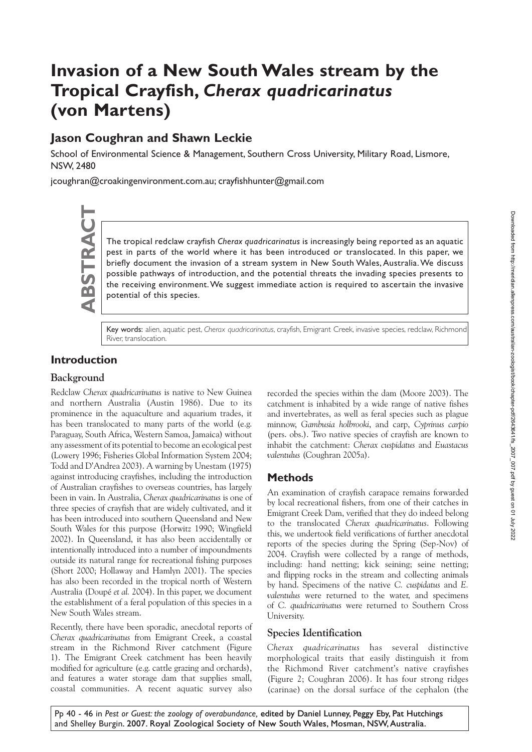# Invasion of a New South Wales stream by the Tropical Crayfish, *Cherax quadricarinatus* (von Martens)

## Jason Coughran and Shawn Leckie

School of Environmental Science & Management, Southern Cross University, Military Road, Lismore, NSW, 2480

jcoughran@croakingenvironment.com.au; crayfishhunter@gmail.com

**ABSTRACT**

The tropical redclaw crayfish *Cherax quadricarinatus* is increasingly being reported as an aquatic pest in parts of the world where it has been introduced or translocated. In this paper, we briefly document the invasion of a stream system in New South Wales, Australia. We discuss possible pathways of introduction, and the potential threats the invading species presents to the receiving environment. We suggest immediate action is required to ascertain the invasive potential of this species.

Key words: alien, aquatic pest, *Cherax quadricarinatus*, crayfish, Emigrant Creek, invasive species, redclaw, Richmond River, translocation.

## Introduction

### Background

Redclaw *Cherax quadricarinatus* is native to New Guinea and northern Australia (Austin 1986). Due to its prominence in the aquaculture and aquarium trades, it has been translocated to many parts of the world (e.g. Paraguay, South Africa, Western Samoa, Jamaica) without any assessment of its potential to become an ecological pest (Lowery 1996; Fisheries Global Information System 2004; Todd and D'Andrea 2003). A warning by Unestam (1975) against introducing crayfishes, including the introduction of Australian crayfishes to overseas countries, has largely been in vain. In Australia, *Cherax quadricarinatus* is one of three species of crayfish that are widely cultivated, and it has been introduced into southern Queensland and New South Wales for this purpose (Horwitz 1990; Wingfield 2002). In Queensland, it has also been accidentally or intentionally introduced into a number of impoundments outside its natural range for recreational fishing purposes (Short 2000; Hollaway and Hamlyn 2001). The species has also been recorded in the tropical north of Western Australia (Doupé *et al.* 2004). In this paper, we document the establishment of a feral population of this species in a New South Wales stream.

Recently, there have been sporadic, anecdotal reports of *Cherax quadricarinatus* from Emigrant Creek, a coastal stream in the Richmond River catchment (Figure 1). The Emigrant Creek catchment has been heavily modified for agriculture (e.g. cattle grazing and orchards), and features a water storage dam that supplies small, coastal communities. A recent aquatic survey also recorded the species within the dam (Moore 2003). The catchment is inhabited by a wide range of native fishes and invertebrates, as well as feral species such as plague minnow, *Gambusia holbrooki*, and carp, *Cyprinus carpio* (pers. obs.). Two native species of crayfish are known to inhabit the catchment: *Cherax cuspidatus* and *Euastacus valentulus* (Coughran 2005a).

## Methods

An examination of crayfish carapace remains forwarded by local recreational fishers, from one of their catches in Emigrant Creek Dam, verified that they do indeed belong to the translocated *Cherax quadricarinatus*. Following this, we undertook field verifications of further anecdotal reports of the species during the Spring (Sep-Nov) of 2004. Crayfish were collected by a range of methods, including: hand netting; kick seining; seine netting; and flipping rocks in the stream and collecting animals by hand. Specimens of the native *C. cuspidatus* and *E. valentulus* were returned to the water, and specimens of *C. quadricarinatus* were returned to Southern Cross University.

### Species Identification

*Cherax quadricarinatus* has several distinctive morphological traits that easily distinguish it from the Richmond River catchment's native crayfishes (Figure 2; Coughran 2006). It has four strong ridges (carinae) on the dorsal surface of the cephalon (the

Pp 40 - 46 in *Pest or Guest: the zoology of overabundance,* edited by Daniel Lunney, Peggy Eby, Pat Hutchings and Shelley Burgin. 2007. Royal Zoological Society of New South Wales, Mosman, NSW, Australia.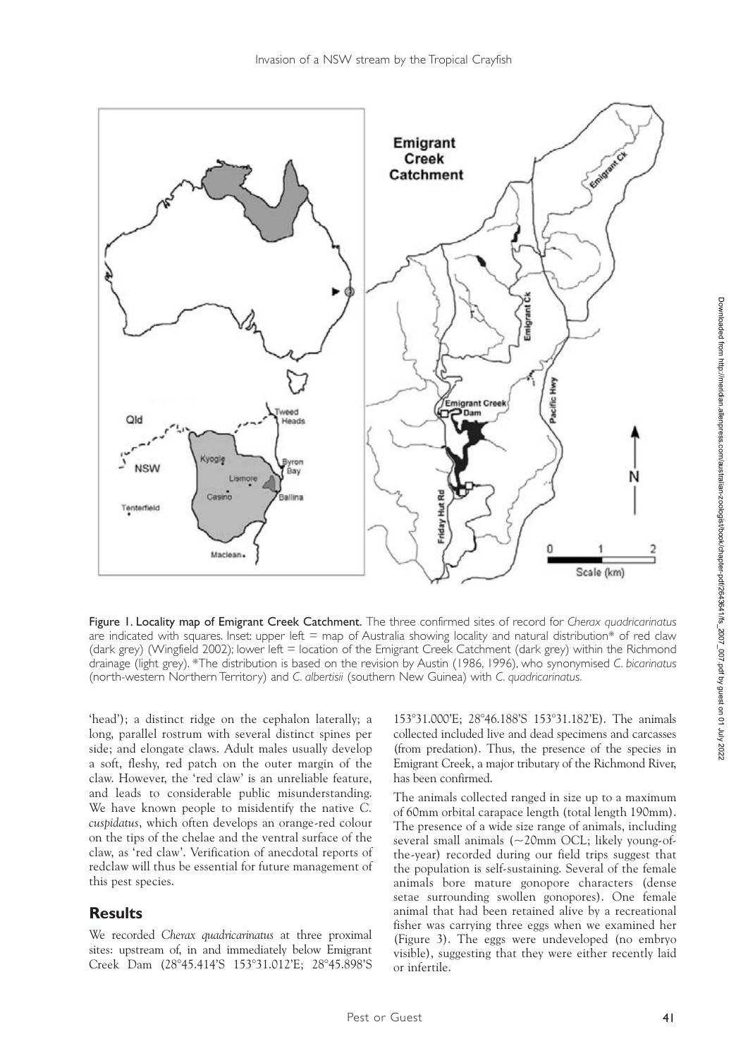Emigrant Creek Catchment

Emigrant Ck

Emigrant Ck

Emigrant Creek Dam

Pacific Hwy

Friday Hut Rd

N

0 1 2

Scale (km)

Qld

NSW

Tweed Heads

Kyogle

Byron Bay

Lismore

Casino

Ballina

Tenterfield

Maclean

**Figure 1. Locality map of Emigrant Creek Catchment.** The three confirmed sites of record for *Cherax quadricarinatus* are indicated with squares. Inset: upper left = map of Australia showing locality and natural distribution* of red claw (dark grey) (Wingfield 2002); lower left = location of the Emigrant Creek Catchment (dark grey) within the Richmond drainage (light grey). *The distribution is based on the revision by Austin (1986, 1996), who synonymised *C. bicarinatus* (north-western Northern Territory) and *C. albertisii* (southern New Guinea) with *C. quadricarinatus*.

'head'); a distinct ridge on the cephalon laterally; a long, parallel rostrum with several distinct spines per side; and elongate claws. Adult males usually develop a soft, fleshy, red patch on the outer margin of the claw. However, the 'red claw' is an unreliable feature, and leads to considerable public misunderstanding. We have known people to misidentify the native *C. cuspidatus*, which often develops an orange-red colour on the tips of the chelae and the ventral surface of the claw, as 'red claw'. Verification of anecdotal reports of redclaw will thus be essential for future management of this pest species.

## Results

We recorded *Cherax quadricarinatus* at three proximal sites: upstream of, in and immediately below Emigrant Creek Dam (28°45.414'S 153°31.012'E; 28°45.898'S 153°31.000'E; 28°46.188'S 153°31.182'E). The animals collected included live and dead specimens and carcasses (from predation). Thus, the presence of the species in Emigrant Creek, a major tributary of the Richmond River, has been confirmed.

The animals collected ranged in size up to a maximum of 60mm orbital carapace length (total length 190mm). The presence of a wide size range of animals, including several small animals (~20mm OCL; likely young-of-the-year) recorded during our field trips suggest that the population is self-sustaining. Several of the female animals bore mature gonopore characters (dense setae surrounding swollen gonopores). One female animal that had been retained alive by a recreational fisher was carrying three eggs when we examined her (Figure 3). The eggs were undeveloped (no embryo visible), suggesting that they were either recently laid or infertile.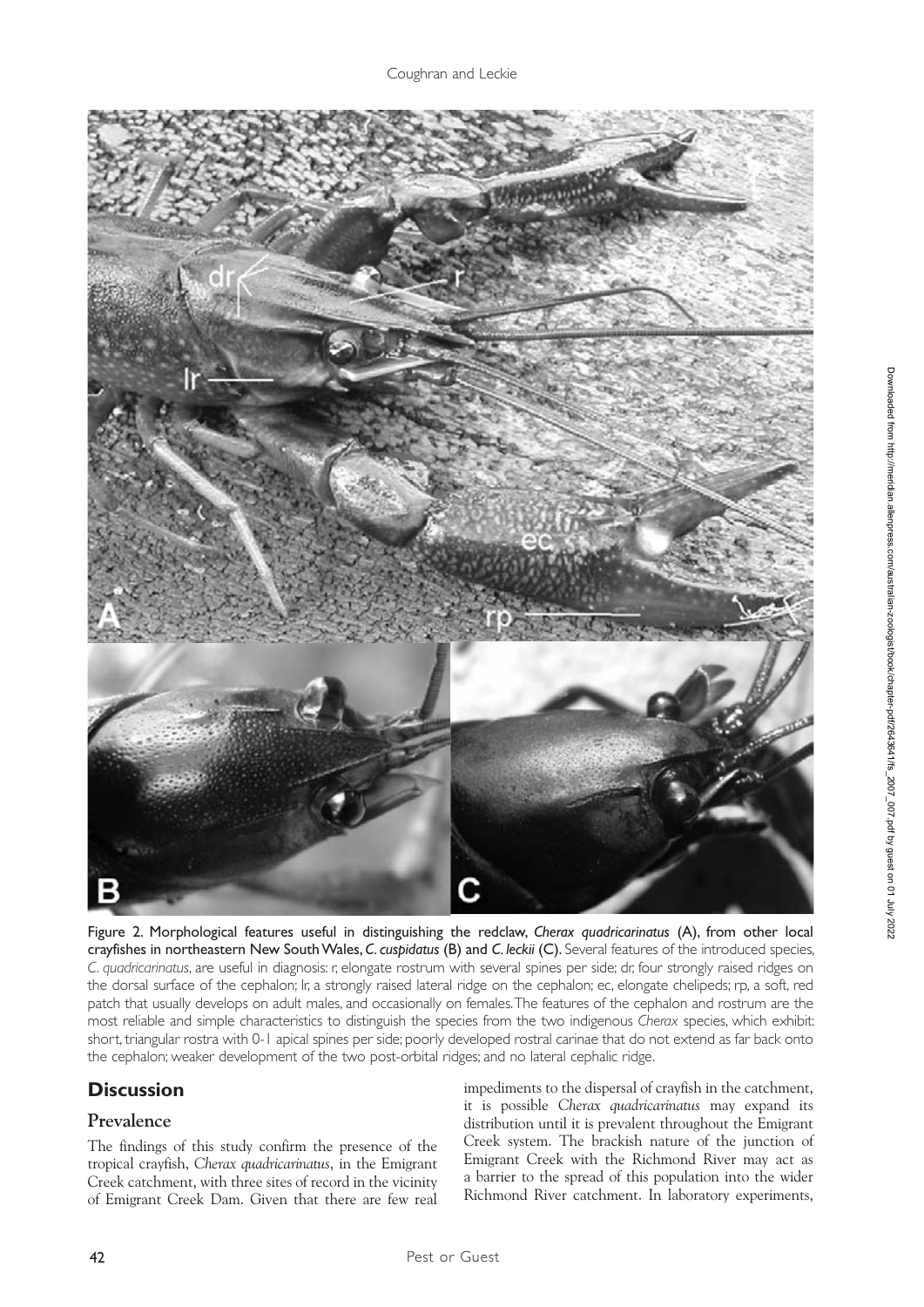Figure 2. Morphological features useful in distinguishing the redclaw, *Cherax quadricarinatus* (A), from other local crayfishes in northeastern New South Wales, *C. cuspidatus* (B) and *C. leckii* (C). Several features of the introduced species, *C. quadricarinatus*, are useful in diagnosis: r, elongate rostrum with several spines per side; dr, four strongly raised ridges on the dorsal surface of the cephalon; lr, a strongly raised lateral ridge on the cephalon; ec, elongate chelipeds; rp, a soft, red patch that usually develops on adult males, and occasionally on females. The features of the cephalon and rostrum are the most reliable and simple characteristics to distinguish the species from the two indigenous *Cherax* species, which exhibit: short, triangular rostra with 0-1 apical spines per side; poorly developed rostral carinae that do not extend as far back onto the cephalon; weaker development of the two post-orbital ridges; and no lateral cephalic ridge.

## Discussion

### Prevalence

The findings of this study confirm the presence of the tropical crayfish, *Cherax quadricarinatus*, in the Emigrant Creek catchment, with three sites of record in the vicinity of Emigrant Creek Dam. Given that there are few real impediments to the dispersal of crayfish in the catchment, it is possible *Cherax quadricarinatus* may expand its distribution until it is prevalent throughout the Emigrant Creek system. The brackish nature of the junction of Emigrant Creek with the Richmond River may act as a barrier to the spread of this population into the wider Richmond River catchment. In laboratory experiments,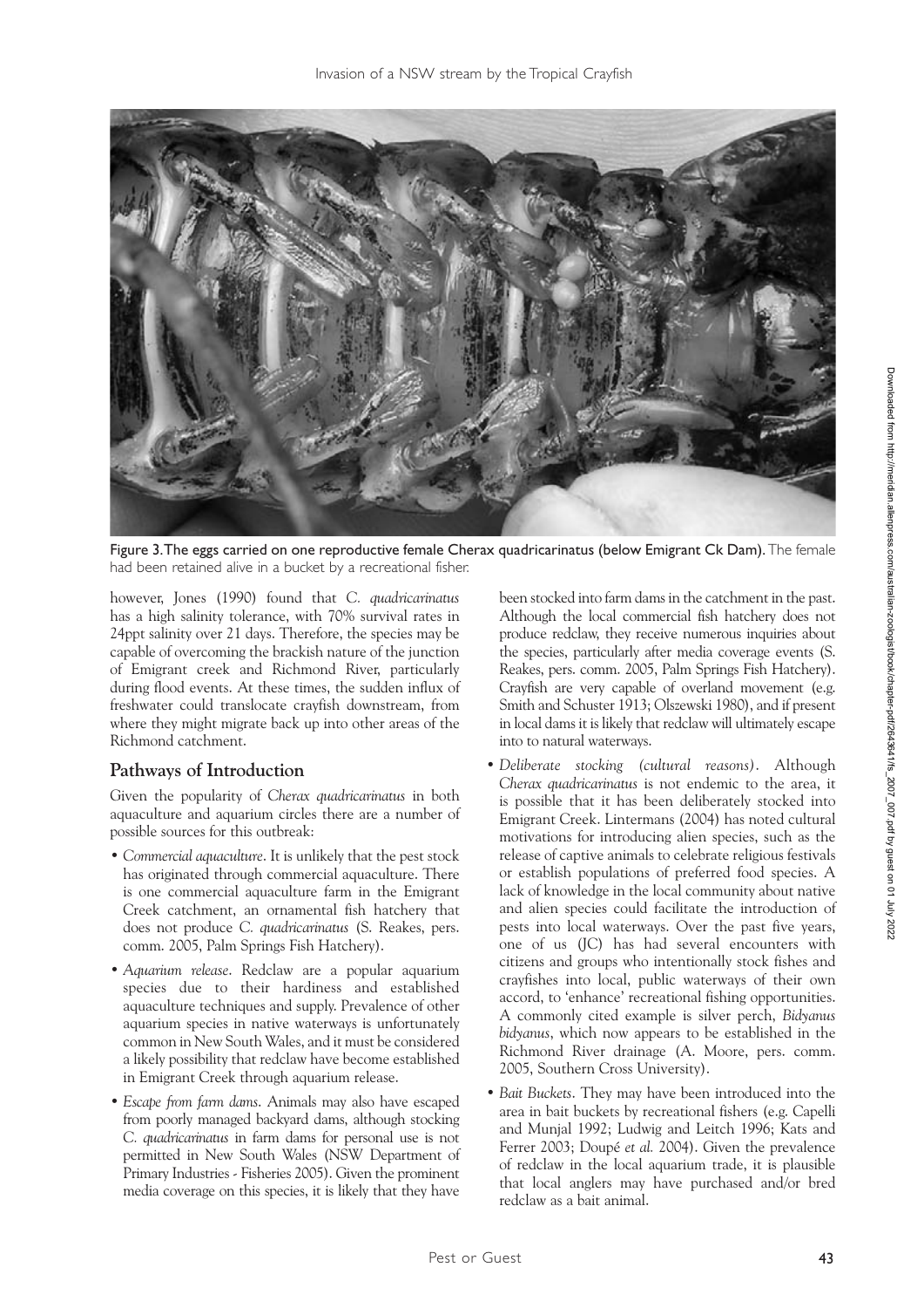Figure 3. The eggs carried on one reproductive female Cherax quadricarinatus (below Emigrant Ck Dam). The female had been retained alive in a bucket by a recreational fisher.

however, Jones (1990) found that *C. quadricarinatus* has a high salinity tolerance, with 70% survival rates in 24ppt salinity over 21 days. Therefore, the species may be capable of overcoming the brackish nature of the junction of Emigrant creek and Richmond River, particularly during flood events. At these times, the sudden influx of freshwater could translocate crayfish downstream, from where they might migrate back up into other areas of the Richmond catchment.

## Pathways of Introduction

Given the popularity of *Cherax quadricarinatus* in both aquaculture and aquarium circles there are a number of possible sources for this outbreak:

- *Commercial aquaculture*. It is unlikely that the pest stock has originated through commercial aquaculture. There is one commercial aquaculture farm in the Emigrant Creek catchment, an ornamental fish hatchery that does not produce *C. quadricarinatus* (S. Reakes, pers. comm. 2005, Palm Springs Fish Hatchery).
- *Aquarium release*. Redclaw are a popular aquarium species due to their hardiness and established aquaculture techniques and supply. Prevalence of other aquarium species in native waterways is unfortunately common in New South Wales, and it must be considered a likely possibility that redclaw have become established in Emigrant Creek through aquarium release.
- *Escape from farm dams*. Animals may also have escaped from poorly managed backyard dams, although stocking *C. quadricarinatus* in farm dams for personal use is not permitted in New South Wales (NSW Department of Primary Industries - Fisheries 2005). Given the prominent media coverage on this species, it is likely that they have been stocked into farm dams in the catchment in the past. Although the local commercial fish hatchery does not produce redclaw, they receive numerous inquiries about the species, particularly after media coverage events (S. Reakes, pers. comm. 2005, Palm Springs Fish Hatchery). Crayfish are very capable of overland movement (e.g. Smith and Schuster 1913; Olszewski 1980), and if present in local dams it is likely that redclaw will ultimately escape into to natural waterways.
- *Deliberate stocking (cultural reasons)*. Although *Cherax quadricarinatus* is not endemic to the area, it is possible that it has been deliberately stocked into Emigrant Creek. Lintermans (2004) has noted cultural motivations for introducing alien species, such as the release of captive animals to celebrate religious festivals or establish populations of preferred food species. A lack of knowledge in the local community about native and alien species could facilitate the introduction of pests into local waterways. Over the past five years, one of us (JC) has had several encounters with citizens and groups who intentionally stock fishes and crayfishes into local, public waterways of their own accord, to 'enhance' recreational fishing opportunities. A commonly cited example is silver perch, *Bidyanus bidyanus*, which now appears to be established in the Richmond River drainage (A. Moore, pers. comm. 2005, Southern Cross University).
- *Bait Buckets*. They may have been introduced into the area in bait buckets by recreational fishers (e.g. Capelli and Munjal 1992; Ludwig and Leitch 1996; Kats and Ferrer 2003; Doupé *et al.* 2004). Given the prevalence of redclaw in the local aquarium trade, it is plausible that local anglers may have purchased and/or bred redclaw as a bait animal.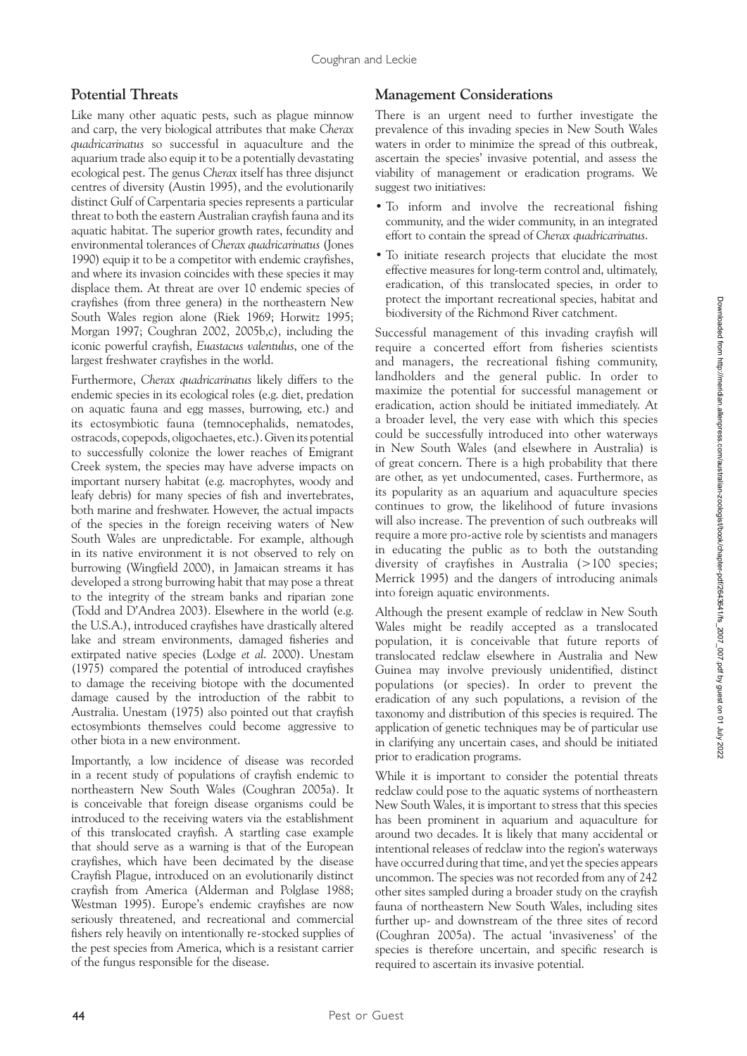## Potential Threats

Like many other aquatic pests, such as plague minnow and carp, the very biological attributes that make *Cherax quadricarinatus* so successful in aquaculture and the aquarium trade also equip it to be a potentially devastating ecological pest. The genus *Cherax* itself has three disjunct centres of diversity (Austin 1995), and the evolutionarily distinct Gulf of Carpentaria species represents a particular threat to both the eastern Australian crayfish fauna and its aquatic habitat. The superior growth rates, fecundity and environmental tolerances of *Cherax quadricarinatus* (Jones 1990) equip it to be a competitor with endemic crayfishes, and where its invasion coincides with these species it may displace them. At threat are over 10 endemic species of crayfishes (from three genera) in the northeastern New South Wales region alone (Riek 1969; Horwitz 1995; Morgan 1997; Coughran 2002, 2005b,c), including the iconic powerful crayfish, *Euastacus valentulus*, one of the largest freshwater crayfishes in the world.

Furthermore, *Cherax quadricarinatus* likely differs to the endemic species in its ecological roles (e.g. diet, predation on aquatic fauna and egg masses, burrowing, etc.) and its ectosymbiotic fauna (temnocephalids, nematodes, ostracods, copepods, oligochaetes, etc.). Given its potential to successfully colonize the lower reaches of Emigrant Creek system, the species may have adverse impacts on important nursery habitat (e.g. macrophytes, woody and leafy debris) for many species of fish and invertebrates, both marine and freshwater. However, the actual impacts of the species in the foreign receiving waters of New South Wales are unpredictable. For example, although in its native environment it is not observed to rely on burrowing (Wingfield 2000), in Jamaican streams it has developed a strong burrowing habit that may pose a threat to the integrity of the stream banks and riparian zone (Todd and D'Andrea 2003). Elsewhere in the world (e.g. the U.S.A.), introduced crayfishes have drastically altered lake and stream environments, damaged fisheries and extirpated native species (Lodge *et al*. 2000). Unestam (1975) compared the potential of introduced crayfishes to damage the receiving biotope with the documented damage caused by the introduction of the rabbit to Australia. Unestam (1975) also pointed out that crayfish ectosymbionts themselves could become aggressive to other biota in a new environment.

Importantly, a low incidence of disease was recorded in a recent study of populations of crayfish endemic to northeastern New South Wales (Coughran 2005a). It is conceivable that foreign disease organisms could be introduced to the receiving waters via the establishment of this translocated crayfish. A startling case example that should serve as a warning is that of the European crayfishes, which have been decimated by the disease Crayfish Plague, introduced on an evolutionarily distinct crayfish from America (Alderman and Polglase 1988; Westman 1995). Europe's endemic crayfishes are now seriously threatened, and recreational and commercial fishers rely heavily on intentionally re-stocked supplies of the pest species from America, which is a resistant carrier of the fungus responsible for the disease.

## Management Considerations

There is an urgent need to further investigate the prevalence of this invading species in New South Wales waters in order to minimize the spread of this outbreak, ascertain the species' invasive potential, and assess the viability of management or eradication programs. We suggest two initiatives:

- To inform and involve the recreational fishing community, and the wider community, in an integrated effort to contain the spread of *Cherax quadricarinatus*.
- To initiate research projects that elucidate the most effective measures for long-term control and, ultimately, eradication, of this translocated species, in order to protect the important recreational species, habitat and biodiversity of the Richmond River catchment.

Successful management of this invading crayfish will require a concerted effort from fisheries scientists and managers, the recreational fishing community, landholders and the general public. In order to maximize the potential for successful management or eradication, action should be initiated immediately. At a broader level, the very ease with which this species could be successfully introduced into other waterways in New South Wales (and elsewhere in Australia) is of great concern. There is a high probability that there are other, as yet undocumented, cases. Furthermore, as its popularity as an aquarium and aquaculture species continues to grow, the likelihood of future invasions will also increase. The prevention of such outbreaks will require a more pro-active role by scientists and managers in educating the public as to both the outstanding diversity of crayfishes in Australia (>100 species; Merrick 1995) and the dangers of introducing animals into foreign aquatic environments.

Although the present example of redclaw in New South Wales might be readily accepted as a translocated population, it is conceivable that future reports of translocated redclaw elsewhere in Australia and New Guinea may involve previously unidentified, distinct populations (or species). In order to prevent the eradication of any such populations, a revision of the taxonomy and distribution of this species is required. The application of genetic techniques may be of particular use in clarifying any uncertain cases, and should be initiated prior to eradication programs.

While it is important to consider the potential threats redclaw could pose to the aquatic systems of northeastern New South Wales, it is important to stress that this species has been prominent in aquarium and aquaculture for around two decades. It is likely that many accidental or intentional releases of redclaw into the region's waterways have occurred during that time, and yet the species appears uncommon. The species was not recorded from any of 242 other sites sampled during a broader study on the crayfish fauna of northeastern New South Wales, including sites further up- and downstream of the three sites of record (Coughran 2005a). The actual 'invasiveness' of the species is therefore uncertain, and specific research is required to ascertain its invasive potential.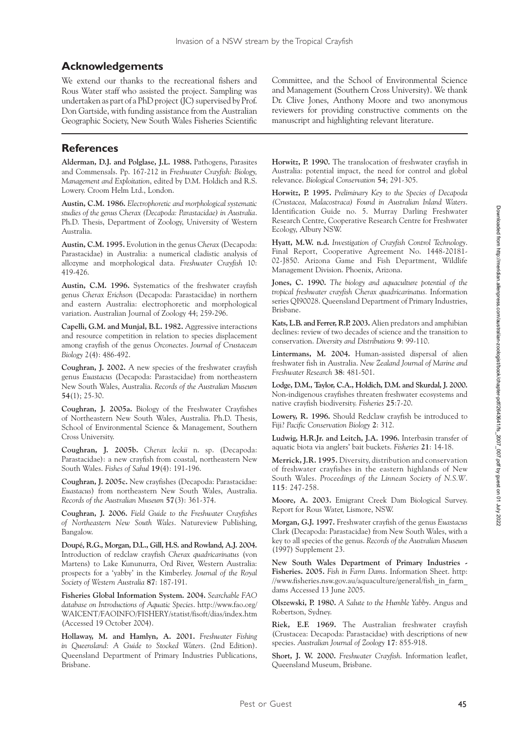## Acknowledgements

We extend our thanks to the recreational fishers and Rous Water staff who assisted the project. Sampling was undertaken as part of a PhD project (JC) supervised by Prof. Don Gartside, with funding assistance from the Australian Geographic Society, New South Wales Fisheries Scientific Committee, and the School of Environmental Science and Management (Southern Cross University). We thank Dr. Clive Jones, Anthony Moore and two anonymous reviewers for providing constructive comments on the manuscript and highlighting relevant literature.

## References

**Alderman, D.J. and Polglase, J.L. 1988.** Pathogens, Parasites and Commensals. Pp. 167-212 in *Freshwater Crayfish: Biology, Management and Exploitation*, edited by D.M. Holdich and R.S. Lowery. Croom Helm Ltd., London.

**Austin, C.M. 1986.** *Electrophoretic and morphological systematic studies of the genus Cherax (Decapoda: Parastacidae) in Australia*. Ph.D. Thesis, Department of Zoology, University of Western Australia.

**Austin, C.M. 1995.** Evolution in the genus *Cherax* (Decapoda: Parastacidae) in Australia: a numerical cladistic analysis of allozyme and morphological data. *Freshwater Crayfish* 10: 419-426.

**Austin, C.M. 1996.** Systematics of the freshwater crayfish genus *Cherax Erichson* (Decapoda: Parastacidae) in northern and eastern Australia: electrophoretic and morphological variation. Australian Journal of Zoology 44; 259-296.

**Capelli, G.M. and Munjal, B.L. 1982.** Aggressive interactions and resource competition in relation to species displacement among crayfish of the genus *Orconectes*. *Journal of Crustacean Biology* 2(4): 486-492.

**Coughran, J. 2002.** A new species of the freshwater crayfish genus *Euastacus* (Decapoda: Parastacidae) from northeastern New South Wales, Australia. *Records of the Australian Museum* **54**(1); 25-30.

**Coughran, J. 2005a.** Biology of the Freshwater Crayfishes of Northeastern New South Wales, Australia. Ph.D. Thesis, School of Environmental Science & Management, Southern Cross University.

**Coughran, J. 2005b.** *Cherax leckii* n. sp. (Decapoda: Parastacidae): a new crayfish from coastal, northeastern New South Wales. *Fishes of Sahul* **19**(4): 191-196.

**Coughran, J. 2005c.** New crayfishes (Decapoda: Parastacidae: *Euastacus*) from northeastern New South Wales, Australia. *Records of the Australian Museum* **57**(3): 361-374.

**Coughran, J. 2006.** *Field Guide to the Freshwater Crayfishes of Northeastern New South Wales*. Natureview Publishing, Bangalow.

**Doupé, R.G., Morgan, D.L., Gill, H.S. and Rowland, A.J. 2004.** Introduction of redclaw crayfish *Cherax quadricarinatus* (von Martens) to Lake Kununurra, Ord River, Western Australia: prospects for a 'yabby' in the Kimberley. *Journal of the Royal Society of Western Australia* **87**: 187-191.

**Fisheries Global Information System. 2004.** *Searchable FAO database on Introductions of Aquatic Species*. http://www.fao.org/WAICENT/FAOINFO/FISHERY/statist/fisoft/dias/index.htm (Accessed 19 October 2004).

**Hollaway, M. and Hamlyn, A. 2001.** *Freshwater Fishing in Queensland: A Guide to Stocked Waters*. (2nd Edition). Queensland Department of Primary Industries Publications, Brisbane.

**Horwitz, P. 1990.** The translocation of freshwater crayfish in Australia: potential impact, the need for control and global relevance. *Biological Conservation* **54**; 291-305.

**Horwitz, P. 1995.** *Preliminary Key to the Species of Decapoda (Crustacea, Malacostraca) Found in Australian Inland Waters*. Identification Guide no. 5. Murray Darling Freshwater Research Centre, Cooperative Research Centre for Freshwater Ecology, Albury NSW.

**Hyatt, M.W. n.d.** *Investigation of Crayfish Control Technology*. Final Report, Cooperative Agreement No. 1448-20181-02-J850. Arizona Game and Fish Department, Wildlife Management Division. Phoenix, Arizona.

**Jones, C. 1990.** *The biology and aquaculture potential of the tropical freshwater crayfish Cherax quadricarinatus.* Information series QI90028. Queensland Department of Primary Industries, Brisbane.

**Kats, L.B. and Ferrer, R.P. 2003.** Alien predators and amphibian declines: review of two decades of science and the transition to conservation. *Diversity and Distributions* **9**: 99-110.

**Lintermans, M. 2004.** Human-assisted dispersal of alien freshwater fish in Australia. *New Zealand Journal of Marine and Freshwater Research* **38**: 481-501.

**Lodge, D.M., Taylor, C.A., Holdich, D.M. and Skurdal, J. 2000.** Non-indigenous crayfishes threaten freshwater ecosystems and native crayfish biodiversity. *Fisheries* **25**:7-20.

**Lowery, R. 1996.** Should Redclaw crayfish be introduced to Fiji? *Pacific Conservation Biology* **2**: 312.

**Ludwig, H.R.Jr. and Leitch, J.A. 1996.** Interbasin transfer of aquatic biota via anglers' bait buckets. *Fisheries* **21**: 14-18.

**Merrick, J.R. 1995.** Diversity, distribution and conservation of freshwater crayfishes in the eastern highlands of New South Wales. *Proceedings of the Linnean Society of N.S.W*. **115**: 247-258.

**Moore, A. 2003.** Emigrant Creek Dam Biological Survey. Report for Rous Water, Lismore, NSW.

**Morgan, G.J. 1997.** Freshwater crayfish of the genus *Euastacus* Clark (Decapoda: Parastacidae) from New South Wales, with a key to all species of the genus. *Records of the Australian Museum* (1997) Supplement 23.

**New South Wales Department of Primary Industries - Fisheries. 2005.** *Fish in Farm Dams*. Information Sheet. http://www.fisheries.nsw.gov.au/aquaculture/general/fish_in_farm_dams Accessed 13 June 2005.

**Olszewski, P. 1980.** *A Salute to the Humble Yabby*. Angus and Robertson, Sydney.

**Riek, E.F. 1969.** The Australian freshwater crayfish (Crustacea: Decapoda: Parastacidae) with descriptions of new species. *Australian Journal of Zoology* **17**: 855-918.

**Short, J. W. 2000.** *Freshwater Crayfish*. Information leaflet, Queensland Museum, Brisbane.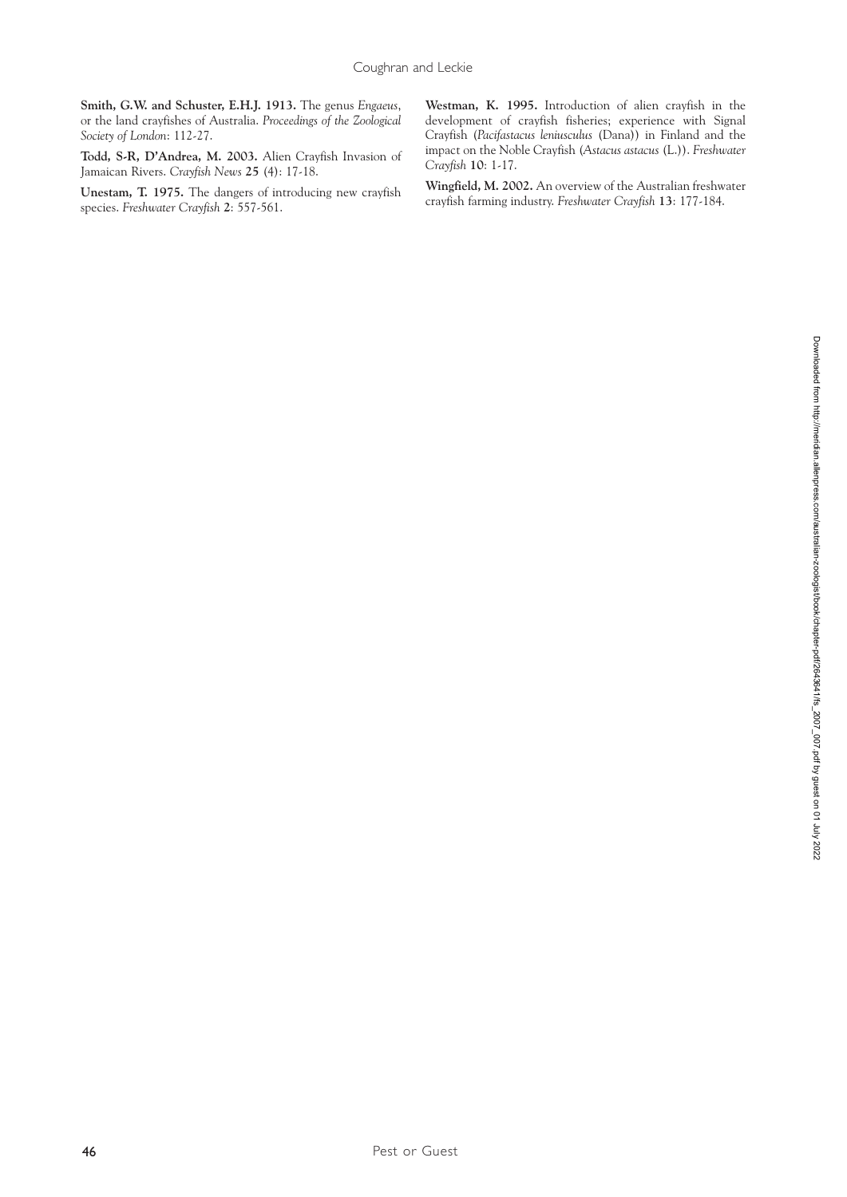**Smith, G.W. and Schuster, E.H.J. 1913.** The genus *Engaeus*, or the land crayfishes of Australia. *Proceedings of the Zoological Society of London*: 112-27.

**Todd, S-R, D'Andrea, M. 2003.** Alien Crayfish Invasion of Jamaican Rivers. *Crayfish News* **25** (4): 17-18.

**Unestam, T. 1975.** The dangers of introducing new crayfish species. *Freshwater Crayfish* **2**: 557-561.

**Westman, K. 1995.** Introduction of alien crayfish in the development of crayfish fisheries; experience with Signal Crayfish (*Pacifastacus leniusculus* (Dana)) in Finland and the impact on the Noble Crayfish (*Astacus astacus* (L.)). *Freshwater Crayfish* **10**: 1-17.

**Wingfield, M. 2002.** An overview of the Australian freshwater crayfish farming industry. *Freshwater Crayfish* **13**: 177-184.